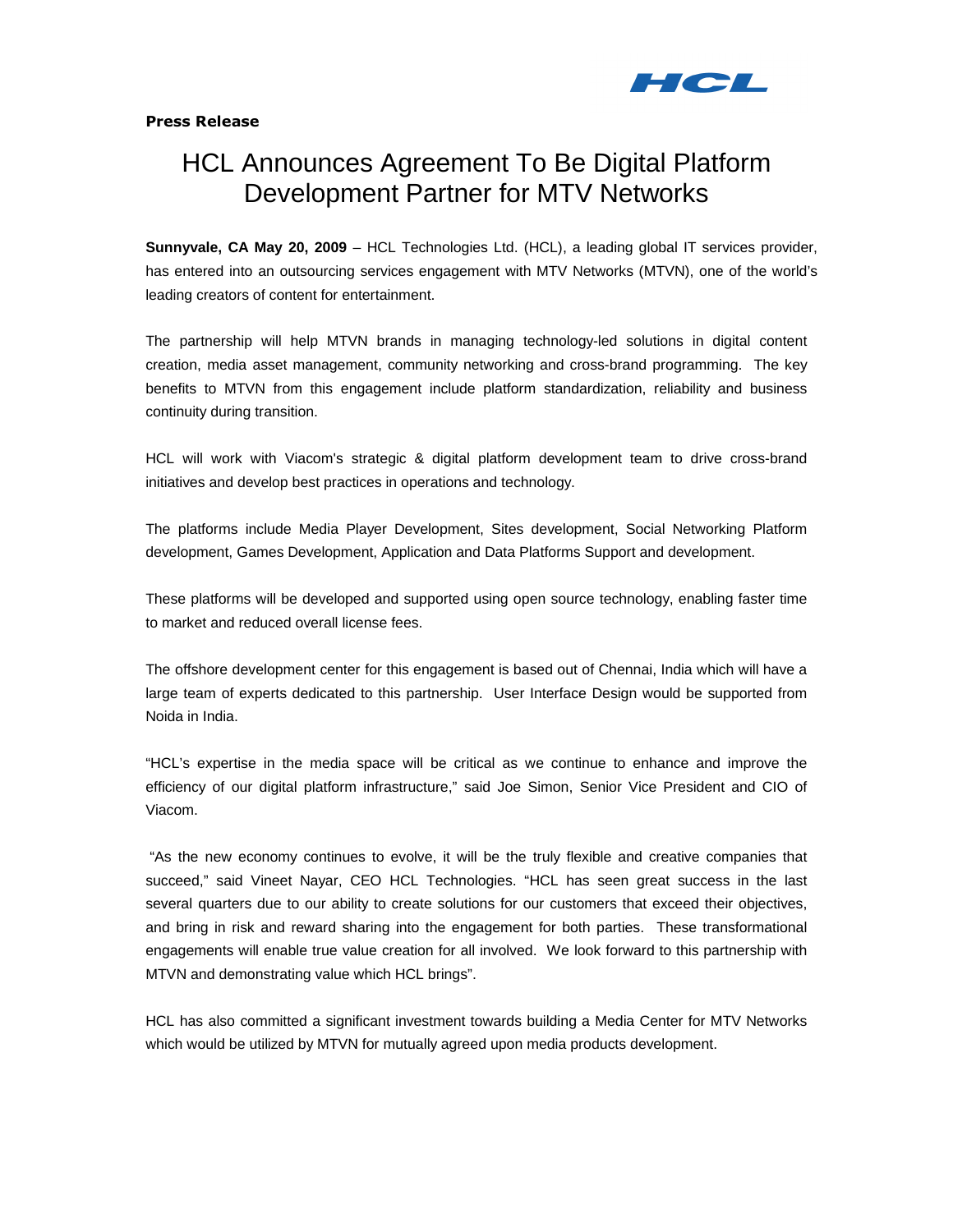HCL

**Press Release**

# HCL Announces Agreement To Be Digital Platform Development Partner for MTV Networks

**Sunnyvale, CA May 20, 2009** – HCL Technologies Ltd. (HCL), a leading global IT services provider, has entered into an outsourcing services engagement with MTV Networks (MTVN), one of the world's leading creators of content for entertainment.

The partnership will help MTVN brands in managing technology-led solutions in digital content creation, media asset management, community networking and cross-brand programming. The key benefits to MTVN from this engagement include platform standardization, reliability and business continuity during transition.

HCL will work with Viacom's strategic & digital platform development team to drive cross-brand initiatives and develop best practices in operations and technology.

The platforms include Media Player Development, Sites development, Social Networking Platform development, Games Development, Application and Data Platforms Support and development.

These platforms will be developed and supported using open source technology, enabling faster time to market and reduced overall license fees.

The offshore development center for this engagement is based out of Chennai, India which will have a large team of experts dedicated to this partnership. User Interface Design would be supported from Noida in India.

"HCL's expertise in the media space will be critical as we continue to enhance and improve the efficiency of our digital platform infrastructure," said Joe Simon, Senior Vice President and CIO of Viacom.

"As the new economy continues to evolve, it will be the truly flexible and creative companies that succeed," said Vineet Nayar, CEO HCL Technologies. "HCL has seen great success in the last several quarters due to our ability to create solutions for our customers that exceed their objectives, and bring in risk and reward sharing into the engagement for both parties. These transformational engagements will enable true value creation for all involved. We look forward to this partnership with MTVN and demonstrating value which HCL brings".

HCL has also committed a significant investment towards building a Media Center for MTV Networks which would be utilized by MTVN for mutually agreed upon media products development.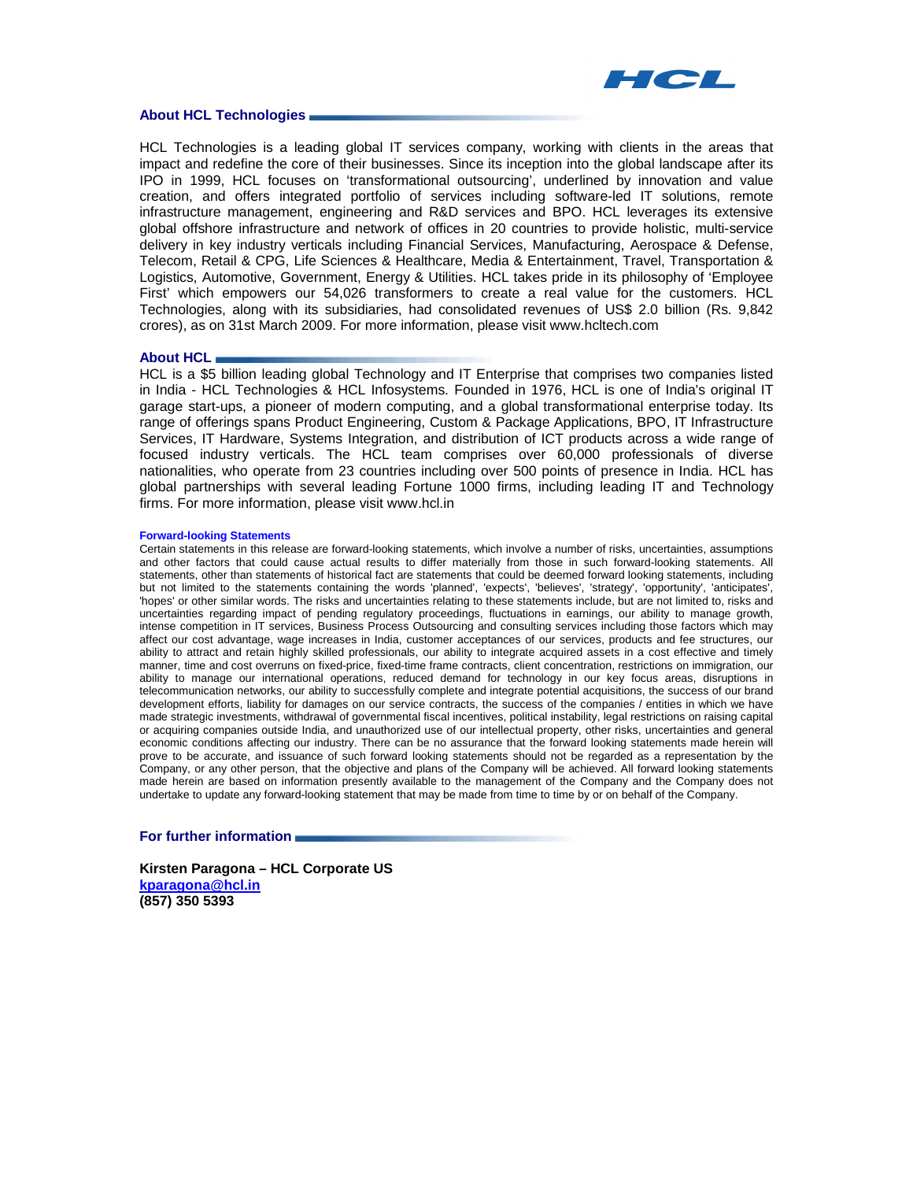## About HCL Technologies

HCL Technologies is a leading global IT services company, working with clients in the areas that impact and redefine the core of their businesses. Since its inception into the global landscape after its IPO in 1999, HCL focuses on 'transformational outsourcing', underlined by innovation and value creation, and offers integrated portfolio of services including software-led IT solutions, remote infrastructure management, engineering and R&D services and BPO. HCL leverages its extensive global offshore infrastructure and network of offices in 20 countries to provide holistic, multi-service delivery in key industry verticals including Financial Services, Manufacturing, Aerospace & Defense, Telecom, Retail & CPG, Life Sciences & Healthcare, Media & Entertainment, Travel, Transportation & Logistics, Automotive, Government, Energy & Utilities. HCL takes pride in its philosophy of 'Employee First' which empowers our 54,026 transformers to create a real value for the customers. HCL Technologies, along with its subsidiaries, had consolidated revenues of US$ 2.0 billion (Rs. 9,842 crores), as on 31st March 2009. For more information, please visit www.hcltech.com

## About HCL

HCL is a $5 billion leading global Technology and IT Enterprise that comprises two companies listed in India - HCL Technologies & HCL Infosystems. Founded in 1976, HCL is one of India's original IT garage start-ups, a pioneer of modern computing, and a global transformational enterprise today. Its range of offerings spans Product Engineering, Custom & Package Applications, BPO, IT Infrastructure Services, IT Hardware, Systems Integration, and distribution of ICT products across a wide range of focused industry verticals. The HCL team comprises over 60,000 professionals of diverse nationalities, who operate from 23 countries including over 500 points of presence in India. HCL has global partnerships with several leading Fortune 1000 firms, including leading IT and Technology firms. For more information, please visit www.hcl.in

### Forward-looking Statements

Certain statements in this release are forward-looking statements, which involve a number of risks, uncertainties, assumptions and other factors that could cause actual results to differ materially from those in such forward-looking statements. All statements, other than statements of historical fact are statements that could be deemed forward looking statements, including but not limited to the statements containing the words 'planned', 'expects', 'believes', 'strategy', 'opportunity', 'anticipates', 'hopes' or other similar words. The risks and uncertainties relating to these statements include, but are not limited to, risks and uncertainties regarding impact of pending regulatory proceedings, fluctuations in earnings, our ability to manage growth, intense competition in IT services, Business Process Outsourcing and consulting services including those factors which may affect our cost advantage, wage increases in India, customer acceptances of our services, products and fee structures, our ability to attract and retain highly skilled professionals, our ability to integrate acquired assets in a cost effective and timely manner, time and cost overruns on fixed-price, fixed-time frame contracts, client concentration, restrictions on immigration, our ability to manage our international operations, reduced demand for technology in our key focus areas, disruptions in telecommunication networks, our ability to successfully complete and integrate potential acquisitions, the success of our brand development efforts, liability for damages on our service contracts, the success of the companies / entities in which we have made strategic investments, withdrawal of governmental fiscal incentives, political instability, legal restrictions on raising capital or acquiring companies outside India, and unauthorized use of our intellectual property, other risks, uncertainties and general economic conditions affecting our industry. There can be no assurance that the forward looking statements made herein will prove to be accurate, and issuance of such forward looking statements should not be regarded as a representation by the Company, or any other person, that the objective and plans of the Company will be achieved. All forward looking statements made herein are based on information presently available to the management of the Company and the Company does not undertake to update any forward-looking statement that may be made from time to time by or on behalf of the Company.

## For further information

**Kirsten Paragona – HCL Corporate US**
**kparagona@hcl.in**
**(857) 350 5393**